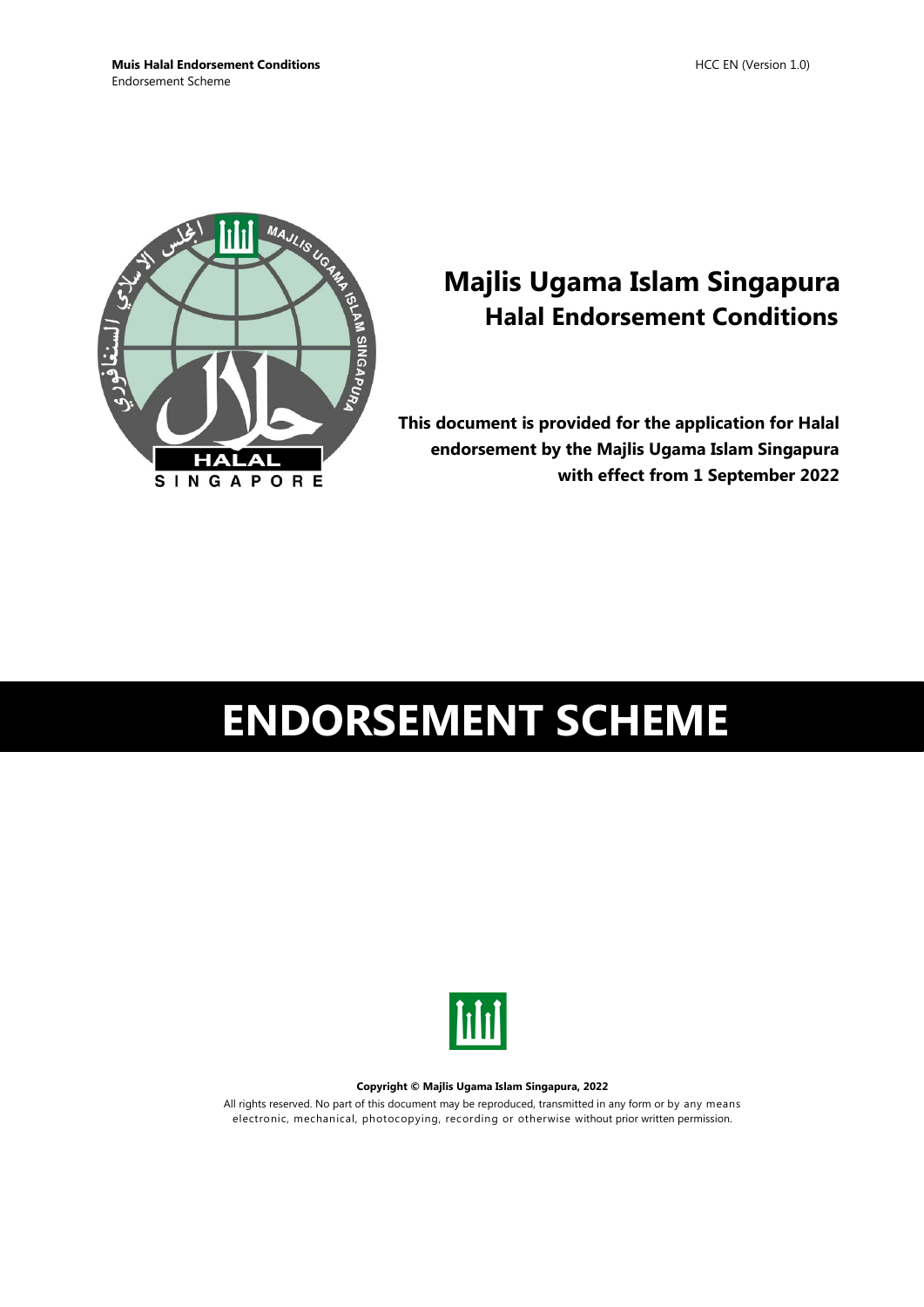# Majlis Ugama Islam Singapura
## Halal Endorsement Conditions

**This document is provided for the application for Halal endorsement by the Majlis Ugama Islam Singapura with effect from 1 September 2022**

# ENDORSEMENT SCHEME

**Copyright © Majlis Ugama Islam Singapura, 2022**

All rights reserved. No part of this document may be reproduced, transmitted in any form or by any means electronic, mechanical, photocopying, recording or otherwise without prior written permission.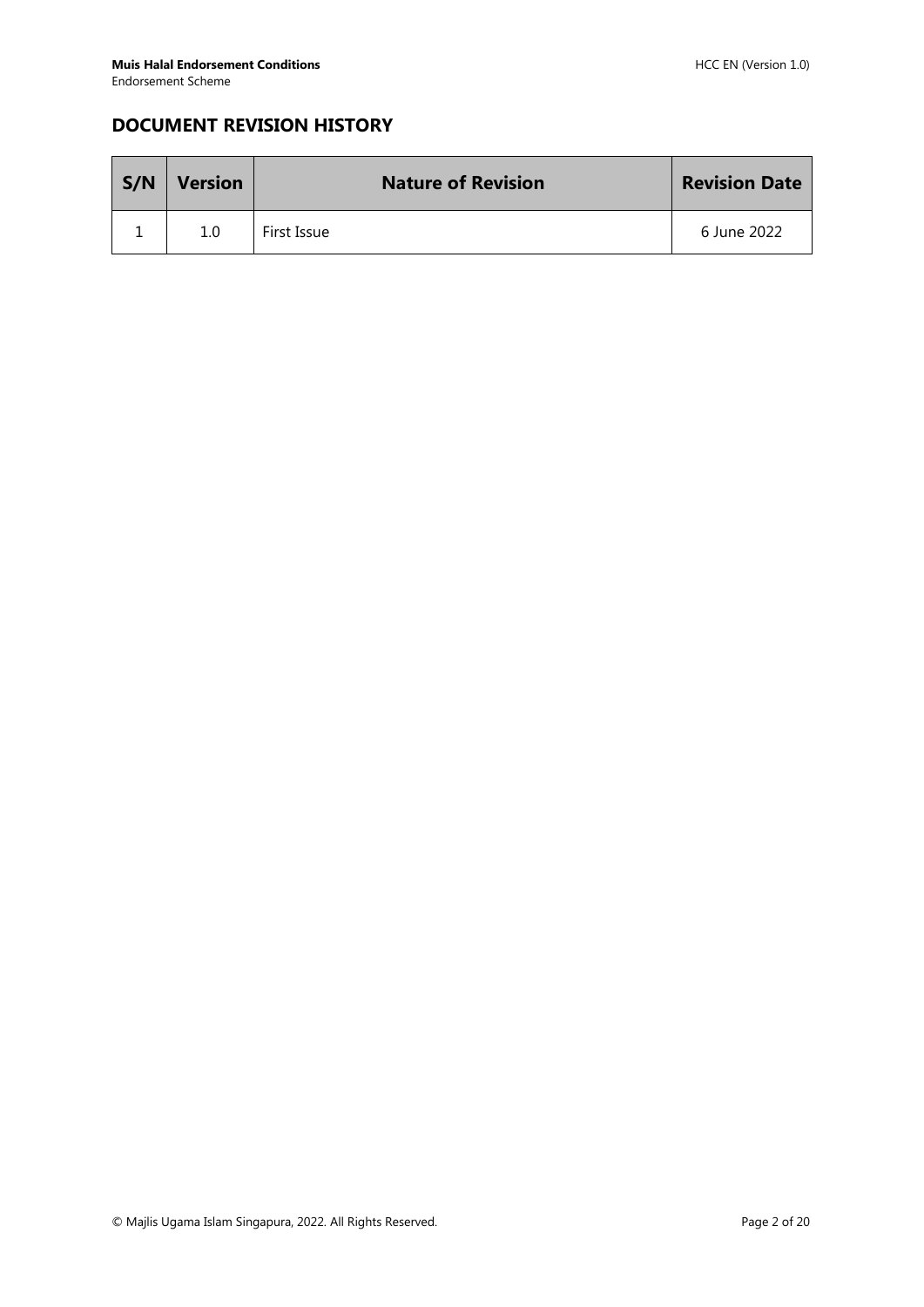## DOCUMENT REVISION HISTORY

| S/N | Version | Nature of Revision | Revision Date |
|---|---|---|---|
| 1 | 1.0 | First Issue | 6 June 2022 |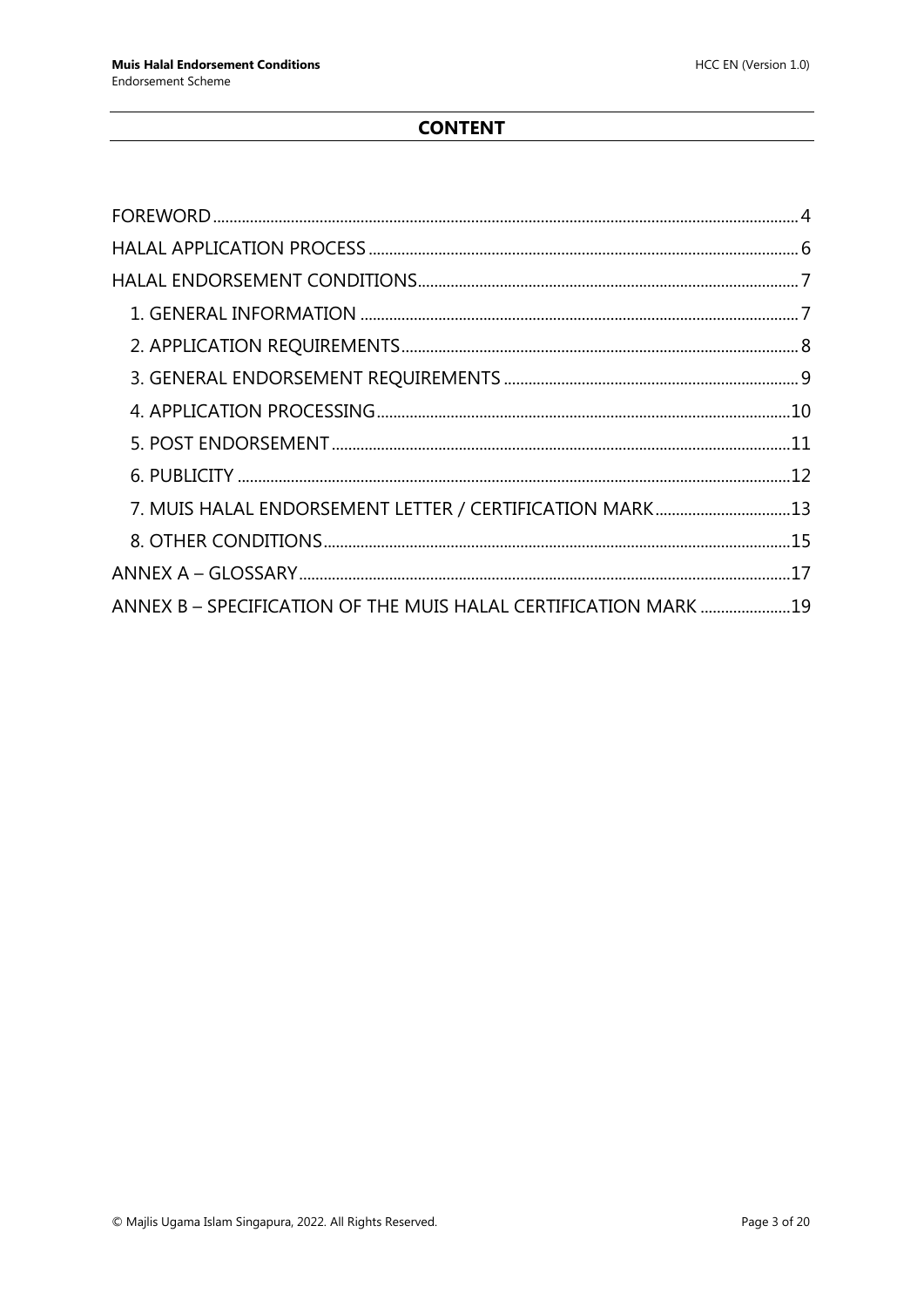## CONTENT

FOREWORD ........ 4
HALAL APPLICATION PROCESS ........ 6
HALAL ENDORSEMENT CONDITIONS ........ 7
- 1. GENERAL INFORMATION ........ 7
- 2. APPLICATION REQUIREMENTS ........ 8
- 3. GENERAL ENDORSEMENT REQUIREMENTS ........ 9
- 4. APPLICATION PROCESSING ........ 10
- 5. POST ENDORSEMENT ........ 11
- 6. PUBLICITY ........ 12
- 7. MUIS HALAL ENDORSEMENT LETTER / CERTIFICATION MARK ........ 13
- 8. OTHER CONDITIONS ........ 15

ANNEX A – GLOSSARY ........ 17
ANNEX B – SPECIFICATION OF THE MUIS HALAL CERTIFICATION MARK ........ 19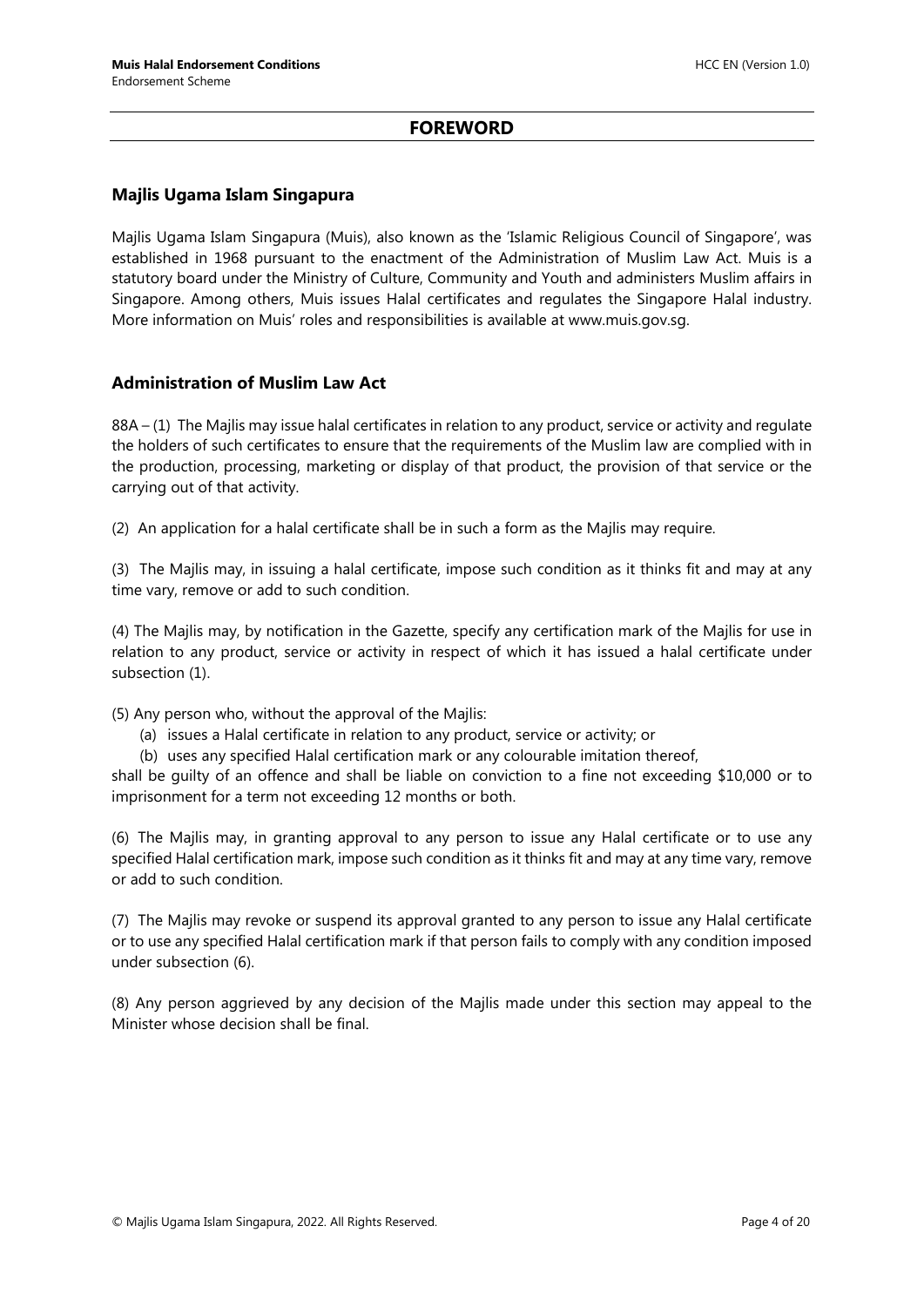# FOREWORD

## Majlis Ugama Islam Singapura

Majlis Ugama Islam Singapura (Muis), also known as the 'Islamic Religious Council of Singapore', was established in 1968 pursuant to the enactment of the Administration of Muslim Law Act. Muis is a statutory board under the Ministry of Culture, Community and Youth and administers Muslim affairs in Singapore. Among others, Muis issues Halal certificates and regulates the Singapore Halal industry. More information on Muis' roles and responsibilities is available at www.muis.gov.sg.

## Administration of Muslim Law Act

88A – (1) The Majlis may issue halal certificates in relation to any product, service or activity and regulate the holders of such certificates to ensure that the requirements of the Muslim law are complied with in the production, processing, marketing or display of that product, the provision of that service or the carrying out of that activity.

(2) An application for a halal certificate shall be in such a form as the Majlis may require.

(3) The Majlis may, in issuing a halal certificate, impose such condition as it thinks fit and may at any time vary, remove or add to such condition.

(4) The Majlis may, by notification in the Gazette, specify any certification mark of the Majlis for use in relation to any product, service or activity in respect of which it has issued a halal certificate under subsection (1).

(5) Any person who, without the approval of the Majlis:

(a) issues a Halal certificate in relation to any product, service or activity; or

(b) uses any specified Halal certification mark or any colourable imitation thereof,

shall be guilty of an offence and shall be liable on conviction to a fine not exceeding $10,000 or to imprisonment for a term not exceeding 12 months or both.

(6) The Majlis may, in granting approval to any person to issue any Halal certificate or to use any specified Halal certification mark, impose such condition as it thinks fit and may at any time vary, remove or add to such condition.

(7) The Majlis may revoke or suspend its approval granted to any person to issue any Halal certificate or to use any specified Halal certification mark if that person fails to comply with any condition imposed under subsection (6).

(8) Any person aggrieved by any decision of the Majlis made under this section may appeal to the Minister whose decision shall be final.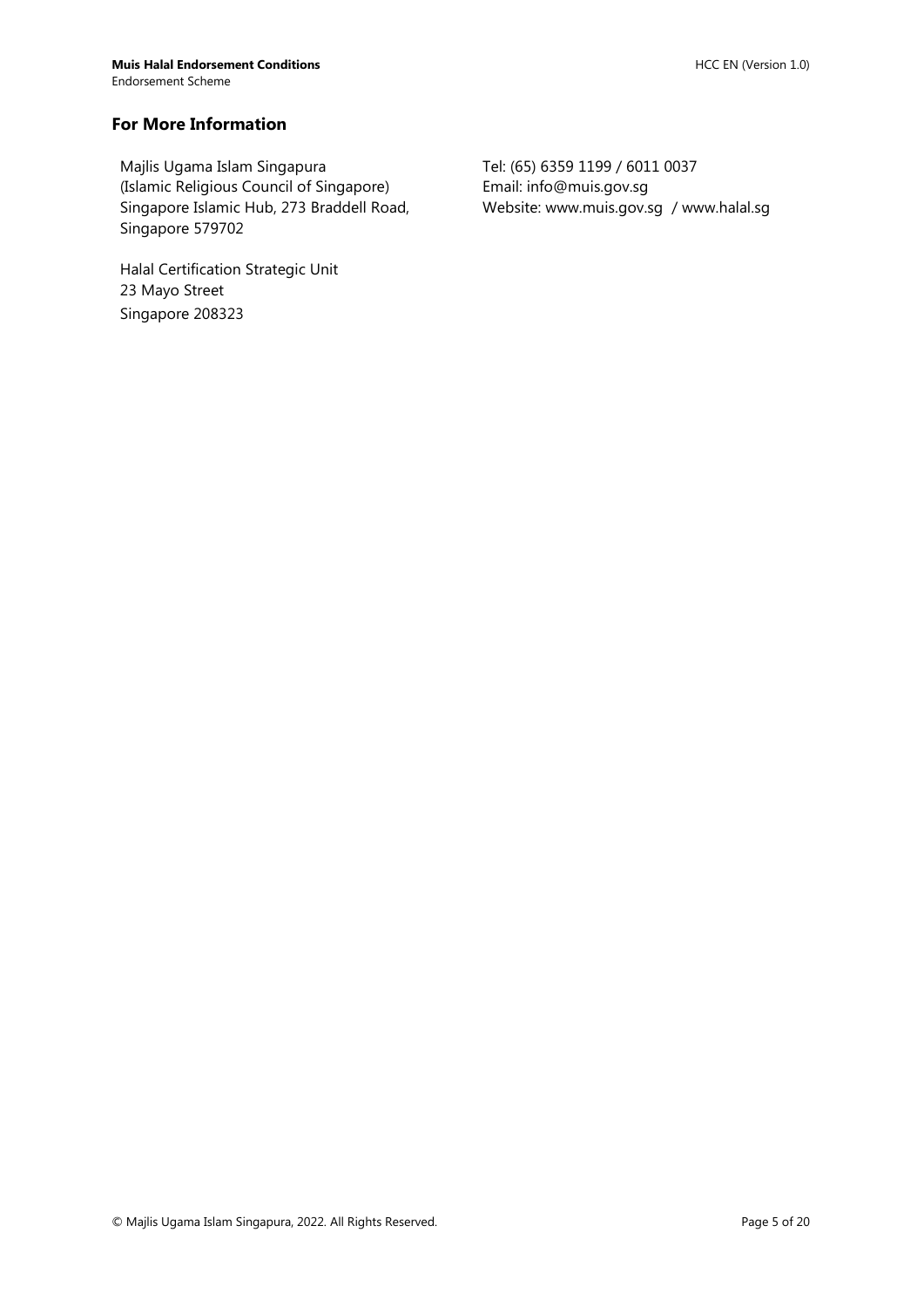## For More Information

Majlis Ugama Islam Singapura
(Islamic Religious Council of Singapore)
Singapore Islamic Hub, 273 Braddell Road,
Singapore 579702

Tel: (65) 6359 1199 / 6011 0037
Email: info@muis.gov.sg
Website: www.muis.gov.sg / www.halal.sg

Halal Certification Strategic Unit
23 Mayo Street
Singapore 208323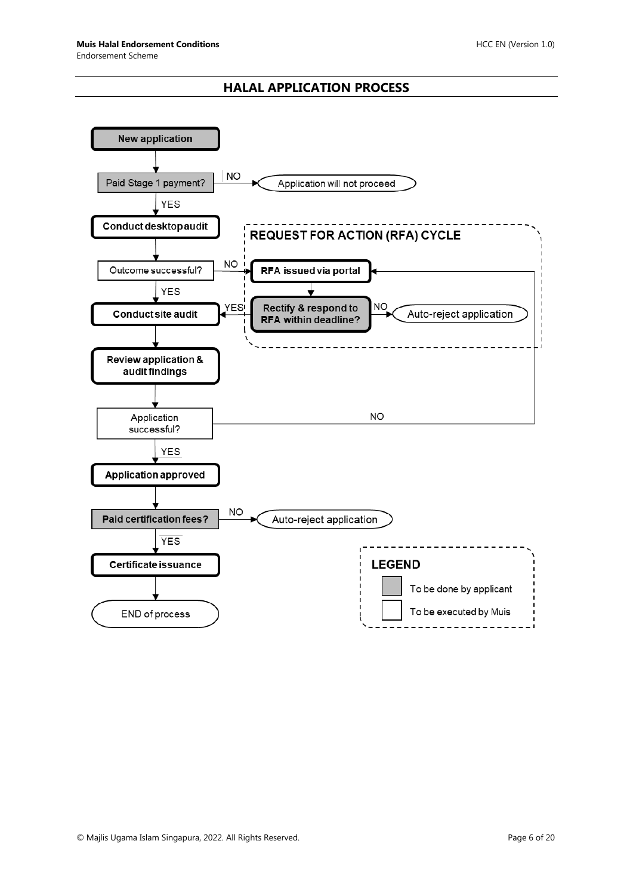## HALAL APPLICATION PROCESS

New application

Paid Stage 1 payment?

NO

Application will not proceed

YES

Conduct desktop audit

REQUEST FOR ACTION (RFA) CYCLE

Outcome successful?

NO

RFA issued via portal

YES

YES

Rectify & respond to RFA within deadline?

NO

Auto-reject application

Conduct site audit

Review application & audit findings

Application successful?

NO

YES

Application approved

Paid certification fees?

NO

Auto-reject application

YES

Certificate issuance

END of process

LEGEND

To be done by applicant

To be executed by Muis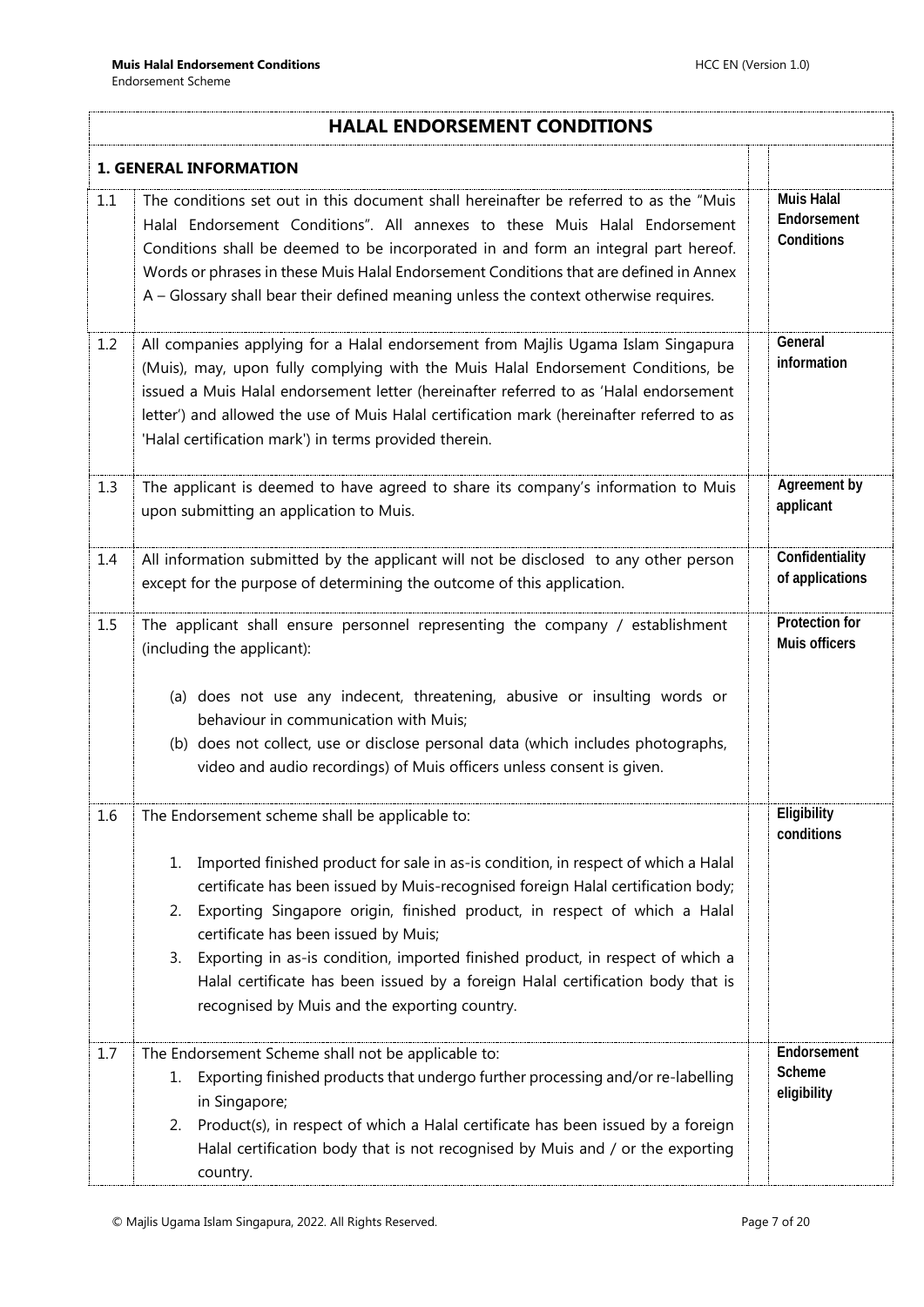# HALAL ENDORSEMENT CONDITIONS

## 1. GENERAL INFORMATION

| | | |
|---|---|---|
| 1.1 | The conditions set out in this document shall hereinafter be referred to as the "Muis Halal Endorsement Conditions". All annexes to these Muis Halal Endorsement Conditions shall be deemed to be incorporated in and form an integral part hereof. Words or phrases in these Muis Halal Endorsement Conditions that are defined in Annex A – Glossary shall bear their defined meaning unless the context otherwise requires. | **Muis Halal Endorsement Conditions** |
| 1.2 | All companies applying for a Halal endorsement from Majlis Ugama Islam Singapura (Muis), may, upon fully complying with the Muis Halal Endorsement Conditions, be issued a Muis Halal endorsement letter (hereinafter referred to as 'Halal endorsement letter') and allowed the use of Muis Halal certification mark (hereinafter referred to as 'Halal certification mark') in terms provided therein. | **General information** |
| 1.3 | The applicant is deemed to have agreed to share its company's information to Muis upon submitting an application to Muis. | **Agreement by applicant** |
| 1.4 | All information submitted by the applicant will not be disclosed to any other person except for the purpose of determining the outcome of this application. | **Confidentiality of applications** |
| 1.5 | The applicant shall ensure personnel representing the company / establishment (including the applicant):<br><br>(a) does not use any indecent, threatening, abusive or insulting words or behaviour in communication with Muis;<br>(b) does not collect, use or disclose personal data (which includes photographs, video and audio recordings) of Muis officers unless consent is given. | **Protection for Muis officers** |
| 1.6 | The Endorsement scheme shall be applicable to:<br><br>1. Imported finished product for sale in as-is condition, in respect of which a Halal certificate has been issued by Muis-recognised foreign Halal certification body;<br>2. Exporting Singapore origin, finished product, in respect of which a Halal certificate has been issued by Muis;<br>3. Exporting in as-is condition, imported finished product, in respect of which a Halal certificate has been issued by a foreign Halal certification body that is recognised by Muis and the exporting country. | **Eligibility conditions** |
| 1.7 | The Endorsement Scheme shall not be applicable to:<br>1. Exporting finished products that undergo further processing and/or re-labelling in Singapore;<br>2. Product(s), in respect of which a Halal certificate has been issued by a foreign Halal certification body that is not recognised by Muis and / or the exporting country. | **Endorsement Scheme eligibility** |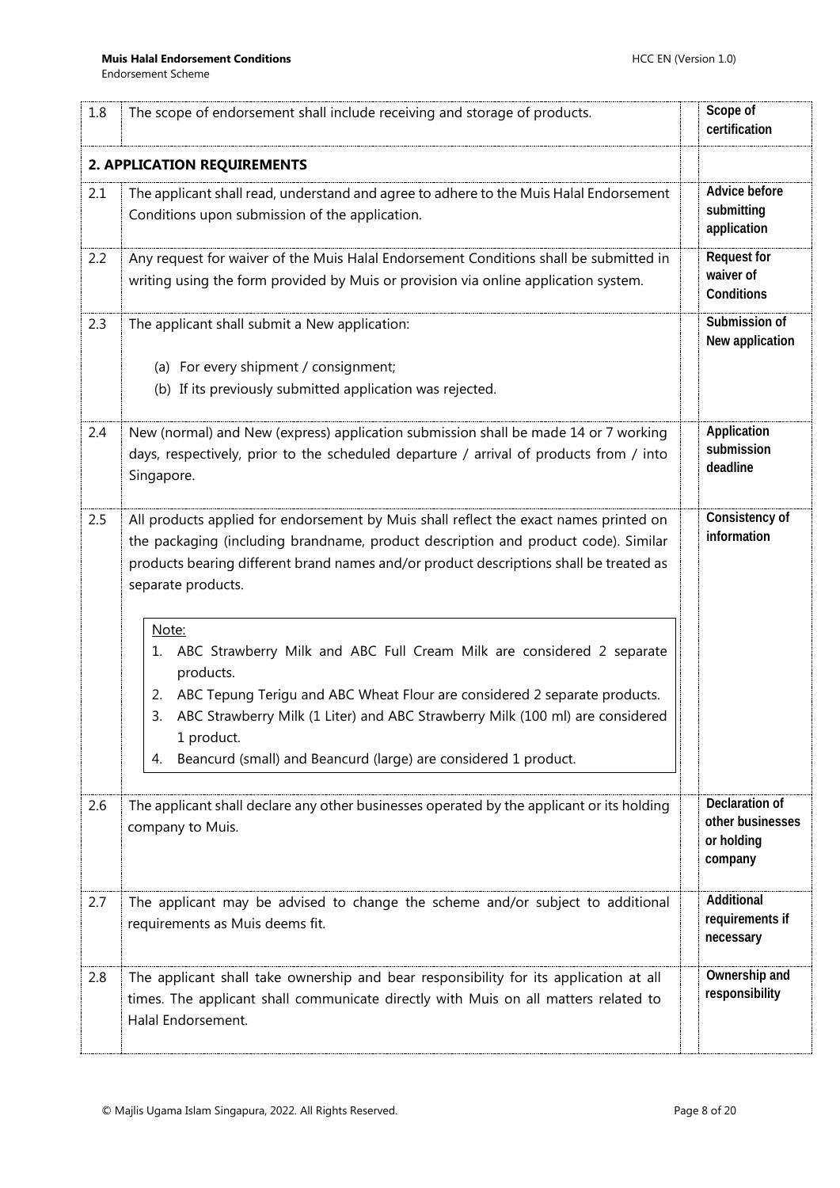| | | |
|---|---|---|
| 1.8 | The scope of endorsement shall include receiving and storage of products. | **Scope of certification** |
| | **2. APPLICATION REQUIREMENTS** | |
| 2.1 | The applicant shall read, understand and agree to adhere to the Muis Halal Endorsement Conditions upon submission of the application. | **Advice before submitting application** |
| 2.2 | Any request for waiver of the Muis Halal Endorsement Conditions shall be submitted in writing using the form provided by Muis or provision via online application system. | **Request for waiver of Conditions** |
| 2.3 | The applicant shall submit a New application:<br><br>(a) For every shipment / consignment;<br>(b) If its previously submitted application was rejected. | **Submission of New application** |
| 2.4 | New (normal) and New (express) application submission shall be made 14 or 7 working days, respectively, prior to the scheduled departure / arrival of products from / into Singapore. | **Application submission deadline** |
| 2.5 | All products applied for endorsement by Muis shall reflect the exact names printed on the packaging (including brandname, product description and product code). Similar products bearing different brand names and/or product descriptions shall be treated as separate products.<br><br>Note:<br>1. ABC Strawberry Milk and ABC Full Cream Milk are considered 2 separate products.<br>2. ABC Tepung Terigu and ABC Wheat Flour are considered 2 separate products.<br>3. ABC Strawberry Milk (1 Liter) and ABC Strawberry Milk (100 ml) are considered 1 product.<br>4. Beancurd (small) and Beancurd (large) are considered 1 product. | **Consistency of information** |
| 2.6 | The applicant shall declare any other businesses operated by the applicant or its holding company to Muis. | **Declaration of other businesses or holding company** |
| 2.7 | The applicant may be advised to change the scheme and/or subject to additional requirements as Muis deems fit. | **Additional requirements if necessary** |
| 2.8 | The applicant shall take ownership and bear responsibility for its application at all times. The applicant shall communicate directly with Muis on all matters related to Halal Endorsement. | **Ownership and responsibility** |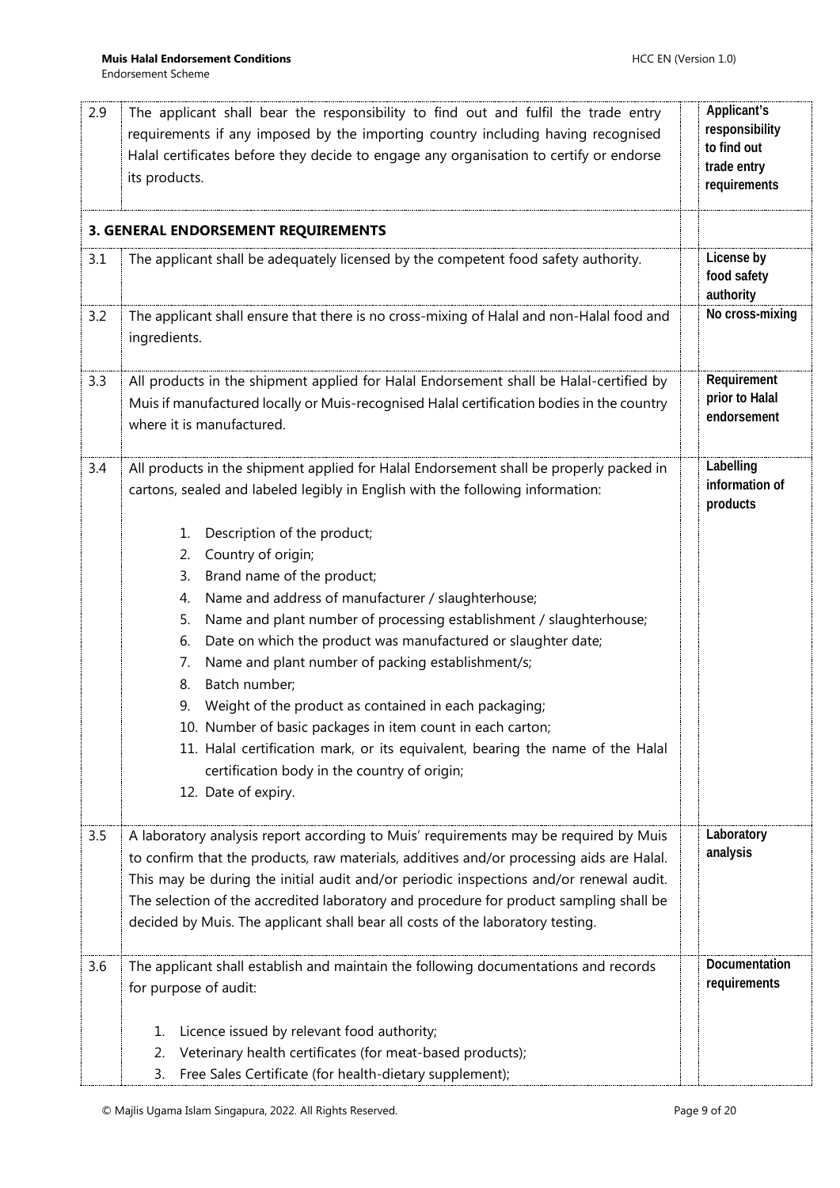| | | |
|---|---|---|
| 2.9 | The applicant shall bear the responsibility to find out and fulfil the trade entry requirements if any imposed by the importing country including having recognised Halal certificates before they decide to engage any organisation to certify or endorse its products. | **Applicant's responsibility to find out trade entry requirements** |
| | **3. GENERAL ENDORSEMENT REQUIREMENTS** | |
| 3.1 | The applicant shall be adequately licensed by the competent food safety authority. | **License by food safety authority** |
| 3.2 | The applicant shall ensure that there is no cross-mixing of Halal and non-Halal food and ingredients. | **No cross-mixing** |
| 3.3 | All products in the shipment applied for Halal Endorsement shall be Halal-certified by Muis if manufactured locally or Muis-recognised Halal certification bodies in the country where it is manufactured. | **Requirement prior to Halal endorsement** |
| 3.4 | All products in the shipment applied for Halal Endorsement shall be properly packed in cartons, sealed and labeled legibly in English with the following information:<br><br>1. Description of the product;<br>2. Country of origin;<br>3. Brand name of the product;<br>4. Name and address of manufacturer / slaughterhouse;<br>5. Name and plant number of processing establishment / slaughterhouse;<br>6. Date on which the product was manufactured or slaughter date;<br>7. Name and plant number of packing establishment/s;<br>8. Batch number;<br>9. Weight of the product as contained in each packaging;<br>10. Number of basic packages in item count in each carton;<br>11. Halal certification mark, or its equivalent, bearing the name of the Halal certification body in the country of origin;<br>12. Date of expiry. | **Labelling information of products** |
| 3.5 | A laboratory analysis report according to Muis' requirements may be required by Muis to confirm that the products, raw materials, additives and/or processing aids are Halal. This may be during the initial audit and/or periodic inspections and/or renewal audit. The selection of the accredited laboratory and procedure for product sampling shall be decided by Muis. The applicant shall bear all costs of the laboratory testing. | **Laboratory analysis** |
| 3.6 | The applicant shall establish and maintain the following documentations and records for purpose of audit:<br><br>1. Licence issued by relevant food authority;<br>2. Veterinary health certificates (for meat-based products);<br>3. Free Sales Certificate (for health-dietary supplement); | **Documentation requirements** |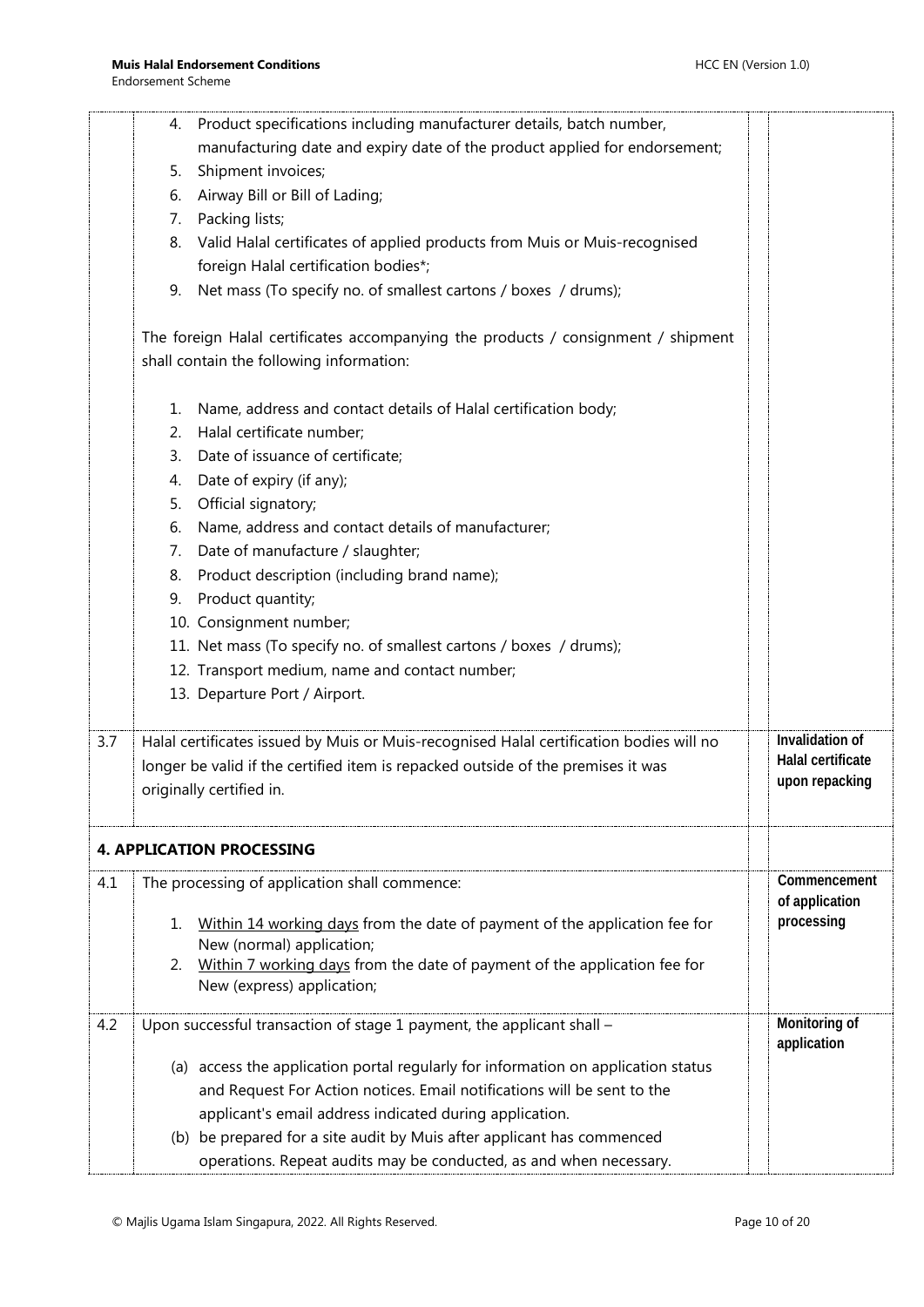| | | |
|---|---|---|
| | 4. Product specifications including manufacturer details, batch number, manufacturing date and expiry date of the product applied for endorsement;<br>5. Shipment invoices;<br>6. Airway Bill or Bill of Lading;<br>7. Packing lists;<br>8. Valid Halal certificates of applied products from Muis or Muis-recognised foreign Halal certification bodies*;<br>9. Net mass (To specify no. of smallest cartons / boxes / drums);<br><br>The foreign Halal certificates accompanying the products / consignment / shipment shall contain the following information:<br><br>1. Name, address and contact details of Halal certification body;<br>2. Halal certificate number;<br>3. Date of issuance of certificate;<br>4. Date of expiry (if any);<br>5. Official signatory;<br>6. Name, address and contact details of manufacturer;<br>7. Date of manufacture / slaughter;<br>8. Product description (including brand name);<br>9. Product quantity;<br>10. Consignment number;<br>11. Net mass (To specify no. of smallest cartons / boxes / drums);<br>12. Transport medium, name and contact number;<br>13. Departure Port / Airport. | |
| 3.7 | Halal certificates issued by Muis or Muis-recognised Halal certification bodies will no longer be valid if the certified item is repacked outside of the premises it was originally certified in. | **Invalidation of Halal certificate upon repacking** |
| | **4. APPLICATION PROCESSING** | |
| 4.1 | The processing of application shall commence:<br><br>1. <u>Within 14 working days</u> from the date of payment of the application fee for New (normal) application;<br>2. <u>Within 7 working days</u> from the date of payment of the application fee for New (express) application; | **Commencement of application processing** |
| 4.2 | Upon successful transaction of stage 1 payment, the applicant shall –<br><br>(a) access the application portal regularly for information on application status and Request For Action notices. Email notifications will be sent to the applicant's email address indicated during application.<br>(b) be prepared for a site audit by Muis after applicant has commenced operations. Repeat audits may be conducted, as and when necessary. | **Monitoring of application** |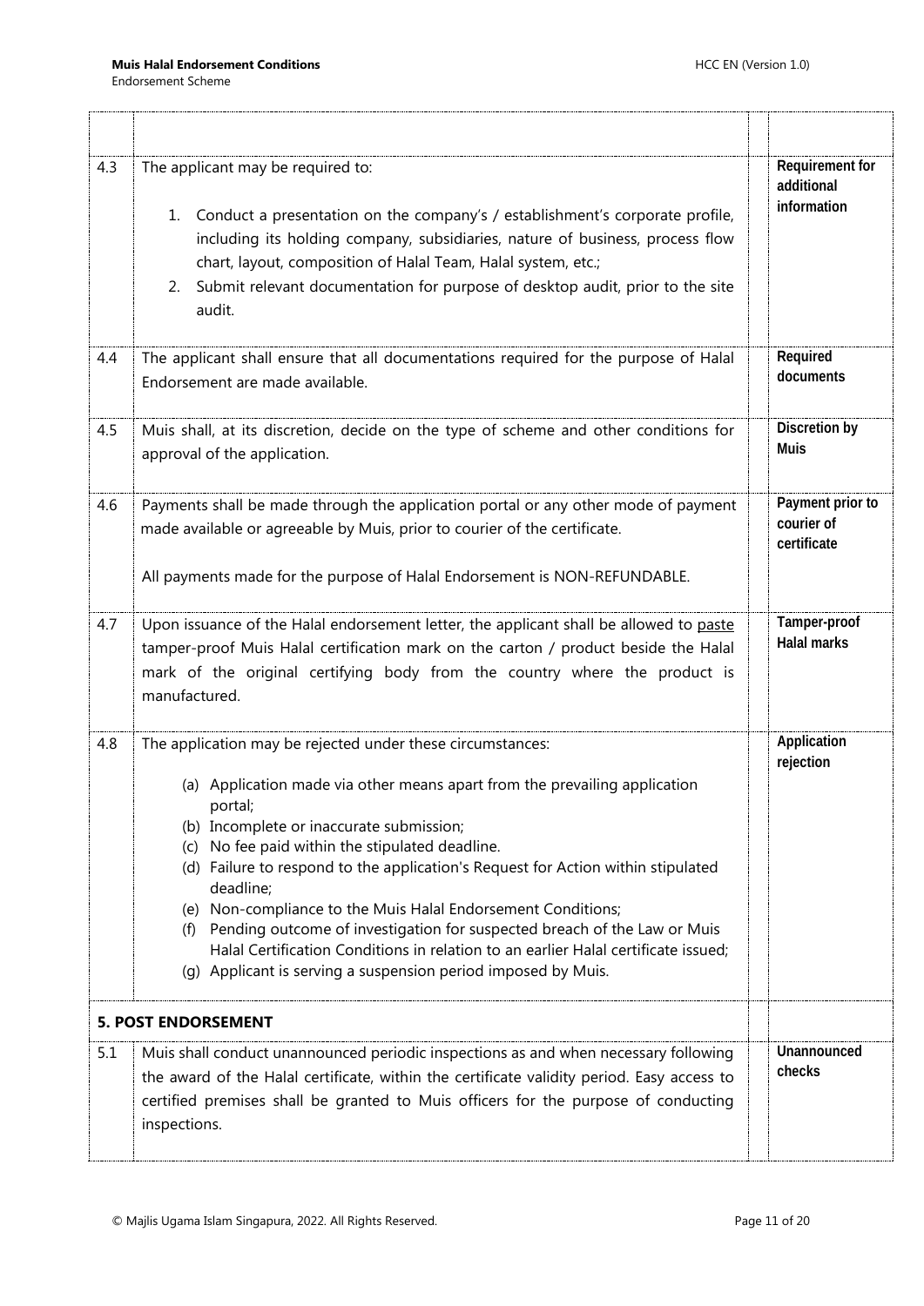| | | |
|---|---|---|
| 4.3 | The applicant may be required to:<br><br>1. Conduct a presentation on the company's / establishment's corporate profile, including its holding company, subsidiaries, nature of business, process flow chart, layout, composition of Halal Team, Halal system, etc.;<br>2. Submit relevant documentation for purpose of desktop audit, prior to the site audit. | **Requirement for additional information** |
| 4.4 | The applicant shall ensure that all documentations required for the purpose of Halal Endorsement are made available. | **Required documents** |
| 4.5 | Muis shall, at its discretion, decide on the type of scheme and other conditions for approval of the application. | **Discretion by Muis** |
| 4.6 | Payments shall be made through the application portal or any other mode of payment made available or agreeable by Muis, prior to courier of the certificate.<br><br>All payments made for the purpose of Halal Endorsement is NON-REFUNDABLE. | **Payment prior to courier of certificate** |
| 4.7 | Upon issuance of the Halal endorsement letter, the applicant shall be allowed to <u>paste</u> tamper-proof Muis Halal certification mark on the carton / product beside the Halal mark of the original certifying body from the country where the product is manufactured. | **Tamper-proof Halal marks** |
| 4.8 | The application may be rejected under these circumstances:<br><br>(a) Application made via other means apart from the prevailing application portal;<br>(b) Incomplete or inaccurate submission;<br>(c) No fee paid within the stipulated deadline.<br>(d) Failure to respond to the application's Request for Action within stipulated deadline;<br>(e) Non-compliance to the Muis Halal Endorsement Conditions;<br>(f) Pending outcome of investigation for suspected breach of the Law or Muis Halal Certification Conditions in relation to an earlier Halal certificate issued;<br>(g) Applicant is serving a suspension period imposed by Muis. | **Application rejection** |
| **5. POST ENDORSEMENT** | | |
| 5.1 | Muis shall conduct unannounced periodic inspections as and when necessary following the award of the Halal certificate, within the certificate validity period. Easy access to certified premises shall be granted to Muis officers for the purpose of conducting inspections. | **Unannounced checks** |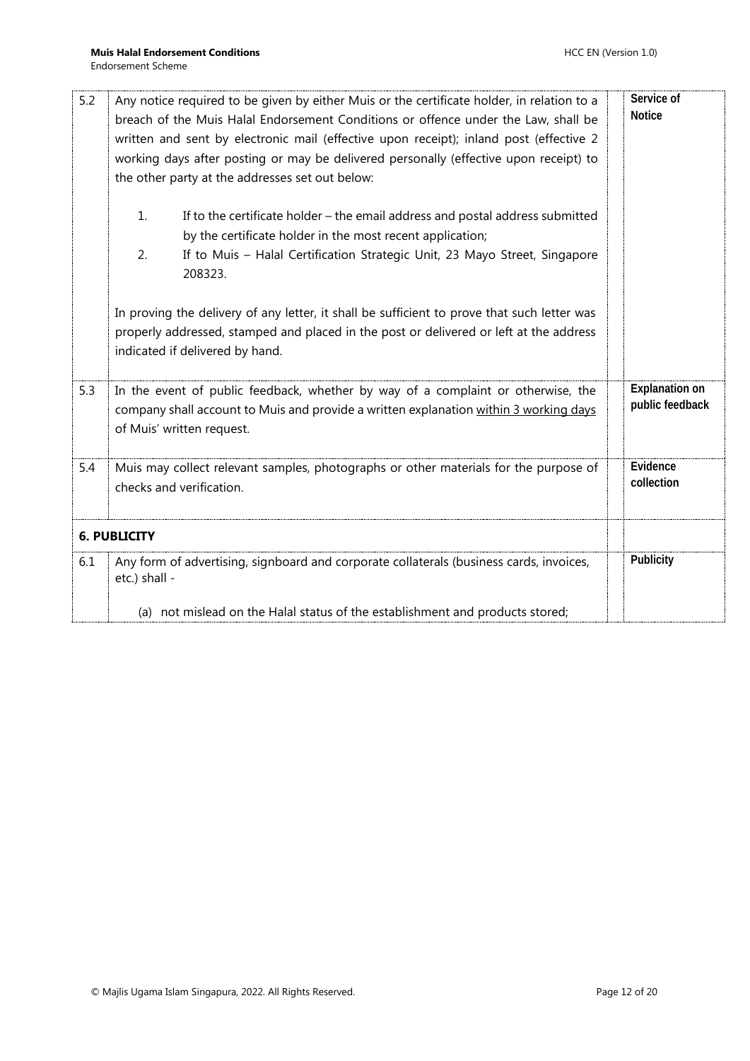| | | |
|---|---|---|
| 5.2 | Any notice required to be given by either Muis or the certificate holder, in relation to a breach of the Muis Halal Endorsement Conditions or offence under the Law, shall be written and sent by electronic mail (effective upon receipt); inland post (effective 2 working days after posting or may be delivered personally (effective upon receipt) to the other party at the addresses set out below:<br><br>1. If to the certificate holder – the email address and postal address submitted by the certificate holder in the most recent application;<br>2. If to Muis – Halal Certification Strategic Unit, 23 Mayo Street, Singapore 208323.<br><br>In proving the delivery of any letter, it shall be sufficient to prove that such letter was properly addressed, stamped and placed in the post or delivered or left at the address indicated if delivered by hand. | **Service of Notice** |
| 5.3 | In the event of public feedback, whether by way of a complaint or otherwise, the company shall account to Muis and provide a written explanation within 3 working days of Muis' written request. | **Explanation on public feedback** |
| 5.4 | Muis may collect relevant samples, photographs or other materials for the purpose of checks and verification. | **Evidence collection** |
| **6. PUBLICITY** | | |
| 6.1 | Any form of advertising, signboard and corporate collaterals (business cards, invoices, etc.) shall -<br><br>(a) not mislead on the Halal status of the establishment and products stored; | **Publicity** |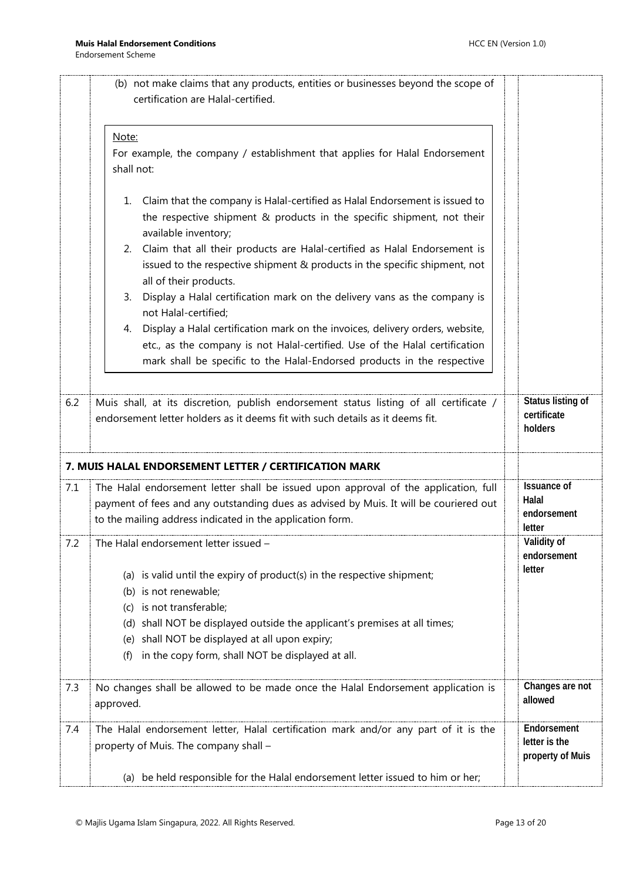|  |  |  |
|---|---|---|
|  | (b) not make claims that any products, entities or businesses beyond the scope of certification are Halal-certified.<br><br>Note:<br>For example, the company / establishment that applies for Halal Endorsement shall not:<br><br>1. Claim that the company is Halal-certified as Halal Endorsement is issued to the respective shipment & products in the specific shipment, not their available inventory;<br>2. Claim that all their products are Halal-certified as Halal Endorsement is issued to the respective shipment & products in the specific shipment, not all of their products.<br>3. Display a Halal certification mark on the delivery vans as the company is not Halal-certified;<br>4. Display a Halal certification mark on the invoices, delivery orders, website, etc., as the company is not Halal-certified. Use of the Halal certification mark shall be specific to the Halal-Endorsed products in the respective |  |
| 6.2 | Muis shall, at its discretion, publish endorsement status listing of all certificate / endorsement letter holders as it deems fit with such details as it deems fit. | **Status listing of certificate holders** |
| **7. MUIS HALAL ENDORSEMENT LETTER / CERTIFICATION MARK** |  |  |
| 7.1 | The Halal endorsement letter shall be issued upon approval of the application, full payment of fees and any outstanding dues as advised by Muis. It will be couriered out to the mailing address indicated in the application form. | **Issuance of Halal endorsement letter** |
| 7.2 | The Halal endorsement letter issued –<br><br>(a) is valid until the expiry of product(s) in the respective shipment;<br>(b) is not renewable;<br>(c) is not transferable;<br>(d) shall NOT be displayed outside the applicant's premises at all times;<br>(e) shall NOT be displayed at all upon expiry;<br>(f) in the copy form, shall NOT be displayed at all. | **Validity of endorsement letter** |
| 7.3 | No changes shall be allowed to be made once the Halal Endorsement application is approved. | **Changes are not allowed** |
| 7.4 | The Halal endorsement letter, Halal certification mark and/or any part of it is the property of Muis. The company shall –<br><br>(a) be held responsible for the Halal endorsement letter issued to him or her; | **Endorsement letter is the property of Muis** |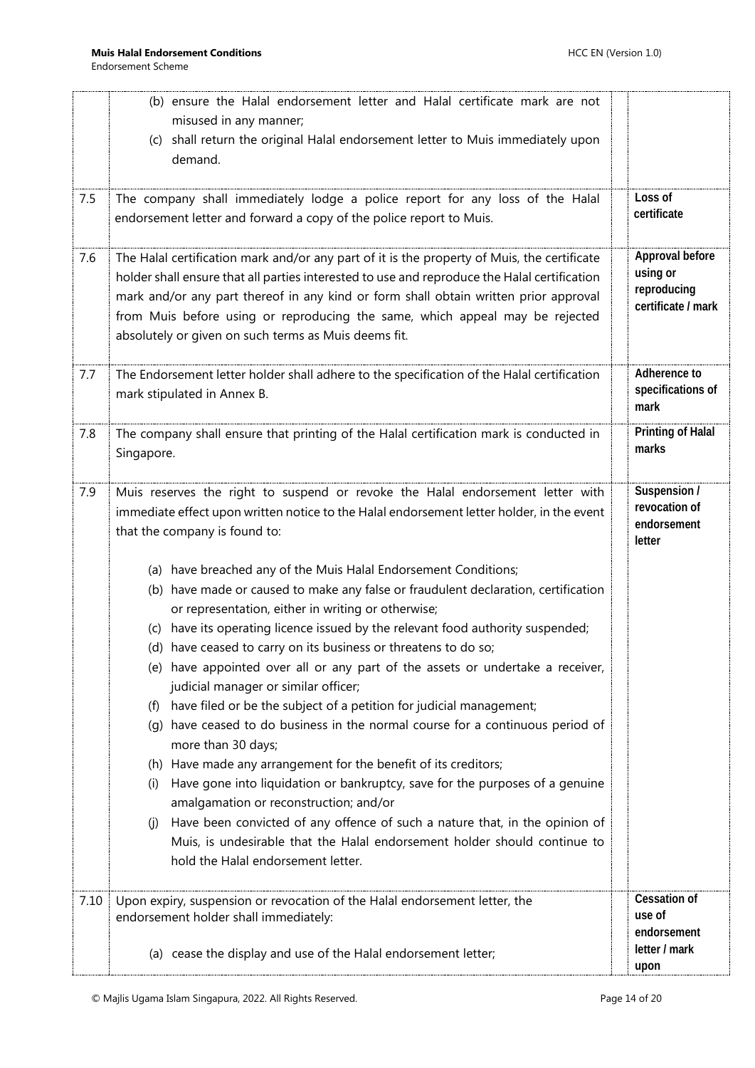| | | |
|---|---|---|
| | (b) ensure the Halal endorsement letter and Halal certificate mark are not misused in any manner;<br>(c) shall return the original Halal endorsement letter to Muis immediately upon demand. | |
| 7.5 | The company shall immediately lodge a police report for any loss of the Halal endorsement letter and forward a copy of the police report to Muis. | **Loss of certificate** |
| 7.6 | The Halal certification mark and/or any part of it is the property of Muis, the certificate holder shall ensure that all parties interested to use and reproduce the Halal certification mark and/or any part thereof in any kind or form shall obtain written prior approval from Muis before using or reproducing the same, which appeal may be rejected absolutely or given on such terms as Muis deems fit. | **Approval before using or reproducing certificate / mark** |
| 7.7 | The Endorsement letter holder shall adhere to the specification of the Halal certification mark stipulated in Annex B. | **Adherence to specifications of mark** |
| 7.8 | The company shall ensure that printing of the Halal certification mark is conducted in Singapore. | **Printing of Halal marks** |
| 7.9 | Muis reserves the right to suspend or revoke the Halal endorsement letter with immediate effect upon written notice to the Halal endorsement letter holder, in the event that the company is found to:<br><br>(a) have breached any of the Muis Halal Endorsement Conditions;<br>(b) have made or caused to make any false or fraudulent declaration, certification or representation, either in writing or otherwise;<br>(c) have its operating licence issued by the relevant food authority suspended;<br>(d) have ceased to carry on its business or threatens to do so;<br>(e) have appointed over all or any part of the assets or undertake a receiver, judicial manager or similar officer;<br>(f) have filed or be the subject of a petition for judicial management;<br>(g) have ceased to do business in the normal course for a continuous period of more than 30 days;<br>(h) Have made any arrangement for the benefit of its creditors;<br>(i) Have gone into liquidation or bankruptcy, save for the purposes of a genuine amalgamation or reconstruction; and/or<br>(j) Have been convicted of any offence of such a nature that, in the opinion of Muis, is undesirable that the Halal endorsement holder should continue to hold the Halal endorsement letter. | **Suspension / revocation of endorsement letter** |
| 7.10 | Upon expiry, suspension or revocation of the Halal endorsement letter, the endorsement holder shall immediately:<br><br>(a) cease the display and use of the Halal endorsement letter; | **Cessation of use of endorsement letter / mark upon** |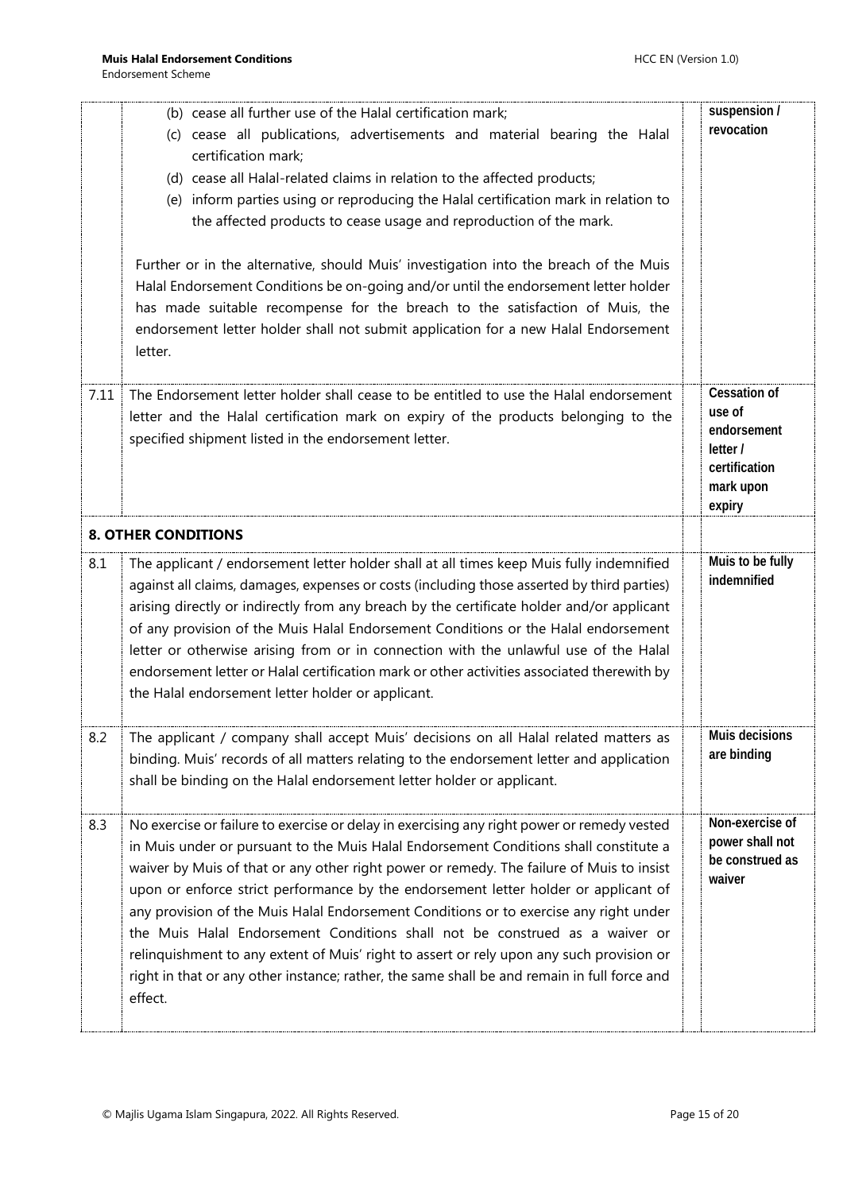| | | |
|---|---|---|
| | (b) cease all further use of the Halal certification mark;<br>(c) cease all publications, advertisements and material bearing the Halal certification mark;<br>(d) cease all Halal-related claims in relation to the affected products;<br>(e) inform parties using or reproducing the Halal certification mark in relation to the affected products to cease usage and reproduction of the mark.<br><br>Further or in the alternative, should Muis' investigation into the breach of the Muis Halal Endorsement Conditions be on-going and/or until the endorsement letter holder has made suitable recompense for the breach to the satisfaction of Muis, the endorsement letter holder shall not submit application for a new Halal Endorsement letter. | **suspension / revocation** |
| 7.11 | The Endorsement letter holder shall cease to be entitled to use the Halal endorsement letter and the Halal certification mark on expiry of the products belonging to the specified shipment listed in the endorsement letter. | **Cessation of use of endorsement letter / certification mark upon expiry** |
| **8. OTHER CONDITIONS** | | |
| 8.1 | The applicant / endorsement letter holder shall at all times keep Muis fully indemnified against all claims, damages, expenses or costs (including those asserted by third parties) arising directly or indirectly from any breach by the certificate holder and/or applicant of any provision of the Muis Halal Endorsement Conditions or the Halal endorsement letter or otherwise arising from or in connection with the unlawful use of the Halal endorsement letter or Halal certification mark or other activities associated therewith by the Halal endorsement letter holder or applicant. | **Muis to be fully indemnified** |
| 8.2 | The applicant / company shall accept Muis' decisions on all Halal related matters as binding. Muis' records of all matters relating to the endorsement letter and application shall be binding on the Halal endorsement letter holder or applicant. | **Muis decisions are binding** |
| 8.3 | No exercise or failure to exercise or delay in exercising any right power or remedy vested in Muis under or pursuant to the Muis Halal Endorsement Conditions shall constitute a waiver by Muis of that or any other right power or remedy. The failure of Muis to insist upon or enforce strict performance by the endorsement letter holder or applicant of any provision of the Muis Halal Endorsement Conditions or to exercise any right under the Muis Halal Endorsement Conditions shall not be construed as a waiver or relinquishment to any extent of Muis' right to assert or rely upon any such provision or right in that or any other instance; rather, the same shall be and remain in full force and effect. | **Non-exercise of power shall not be construed as waiver** |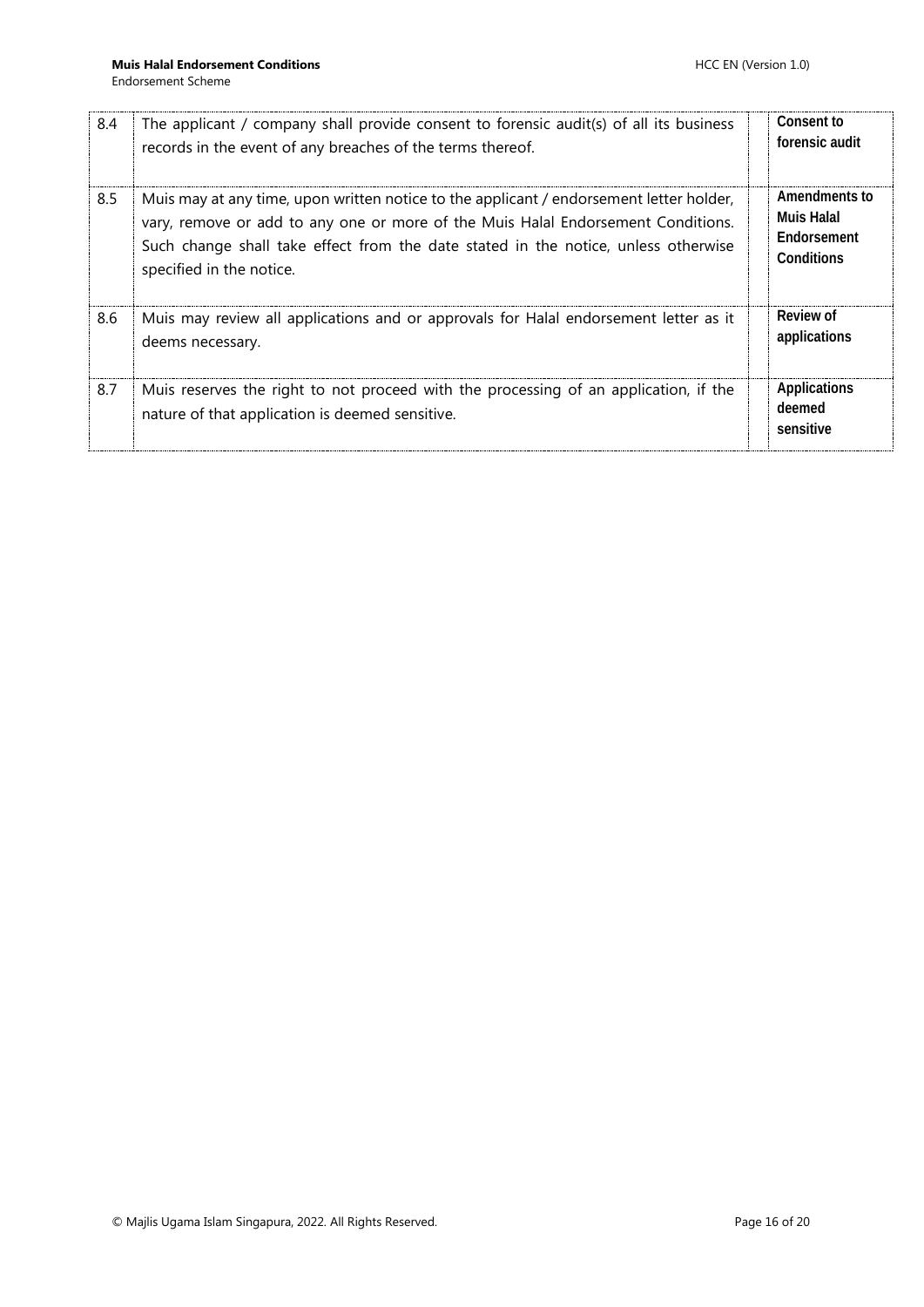| | | |
|---|---|---|
| 8.4 | The applicant / company shall provide consent to forensic audit(s) of all its business records in the event of any breaches of the terms thereof. | **Consent to forensic audit** |
| 8.5 | Muis may at any time, upon written notice to the applicant / endorsement letter holder, vary, remove or add to any one or more of the Muis Halal Endorsement Conditions. Such change shall take effect from the date stated in the notice, unless otherwise specified in the notice. | **Amendments to Muis Halal Endorsement Conditions** |
| 8.6 | Muis may review all applications and or approvals for Halal endorsement letter as it deems necessary. | **Review of applications** |
| 8.7 | Muis reserves the right to not proceed with the processing of an application, if the nature of that application is deemed sensitive. | **Applications deemed sensitive** |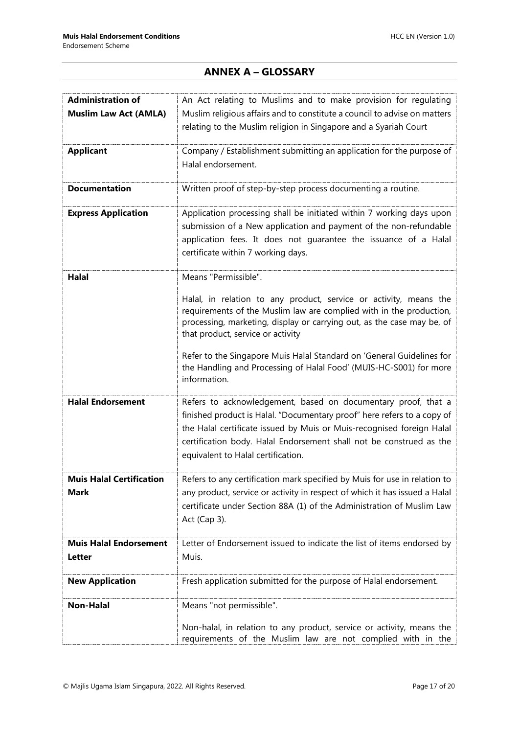## ANNEX A – GLOSSARY

| | |
|---|---|
| **Administration of Muslim Law Act (AMLA)** | An Act relating to Muslims and to make provision for regulating Muslim religious affairs and to constitute a council to advise on matters relating to the Muslim religion in Singapore and a Syariah Court |
| **Applicant** | Company / Establishment submitting an application for the purpose of Halal endorsement. |
| **Documentation** | Written proof of step-by-step process documenting a routine. |
| **Express Application** | Application processing shall be initiated within 7 working days upon submission of a New application and payment of the non-refundable application fees. It does not guarantee the issuance of a Halal certificate within 7 working days. |
| **Halal** | Means "Permissible".<br><br>Halal, in relation to any product, service or activity, means the requirements of the Muslim law are complied with in the production, processing, marketing, display or carrying out, as the case may be, of that product, service or activity<br><br>Refer to the Singapore Muis Halal Standard on 'General Guidelines for the Handling and Processing of Halal Food' (MUIS-HC-S001) for more information. |
| **Halal Endorsement** | Refers to acknowledgement, based on documentary proof, that a finished product is Halal. "Documentary proof" here refers to a copy of the Halal certificate issued by Muis or Muis-recognised foreign Halal certification body. Halal Endorsement shall not be construed as the equivalent to Halal certification. |
| **Muis Halal Certification Mark** | Refers to any certification mark specified by Muis for use in relation to any product, service or activity in respect of which it has issued a Halal certificate under Section 88A (1) of the Administration of Muslim Law Act (Cap 3). |
| **Muis Halal Endorsement Letter** | Letter of Endorsement issued to indicate the list of items endorsed by Muis. |
| **New Application** | Fresh application submitted for the purpose of Halal endorsement. |
| **Non-Halal** | Means "not permissible".<br><br>Non-halal, in relation to any product, service or activity, means the requirements of the Muslim law are not complied with in the |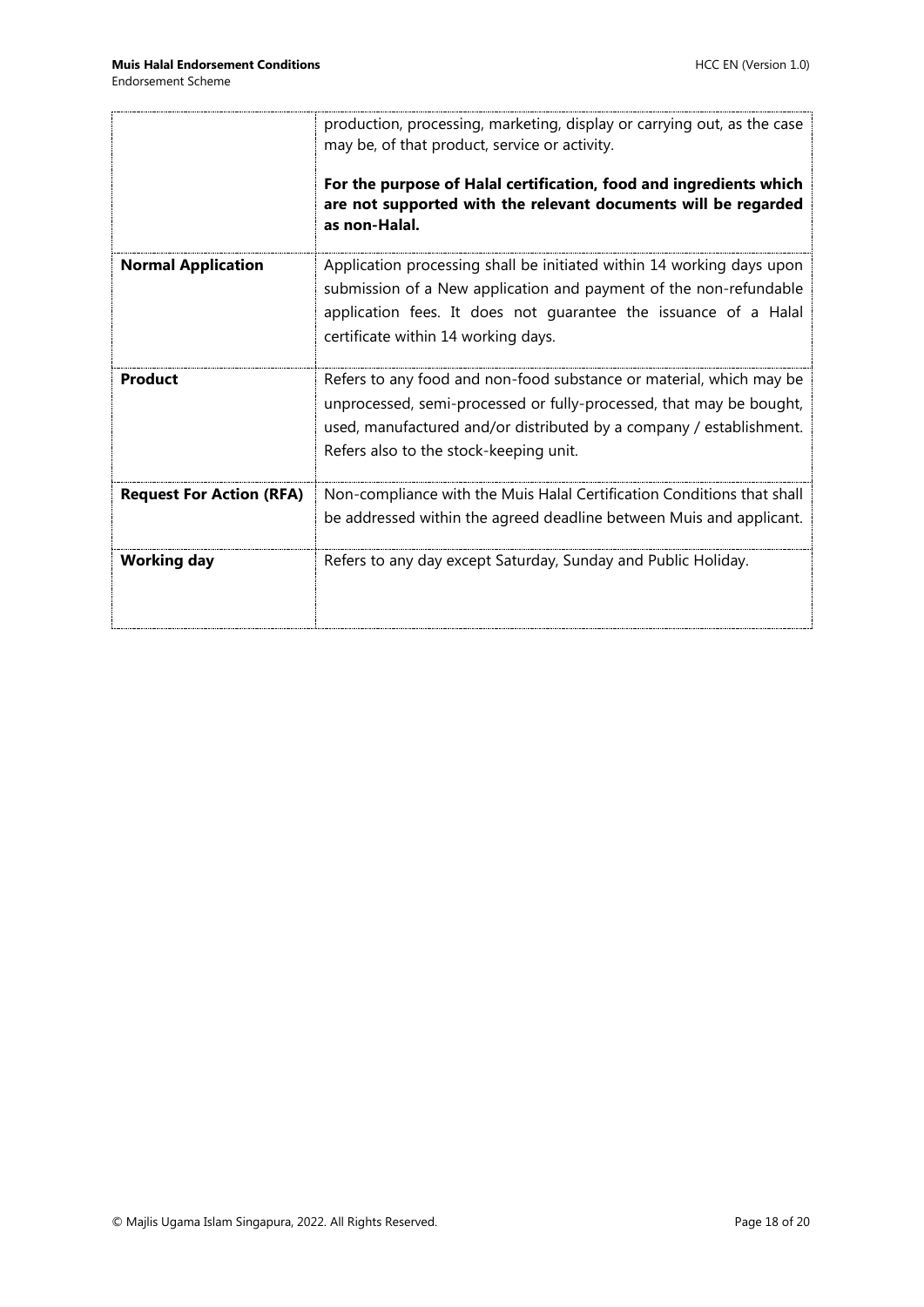| | |
|---|---|
| | production, processing, marketing, display or carrying out, as the case may be, of that product, service or activity. **For the purpose of Halal certification, food and ingredients which are not supported with the relevant documents will be regarded as non-Halal.** |
| **Normal Application** | Application processing shall be initiated within 14 working days upon submission of a New application and payment of the non-refundable application fees. It does not guarantee the issuance of a Halal certificate within 14 working days. |
| **Product** | Refers to any food and non-food substance or material, which may be unprocessed, semi-processed or fully-processed, that may be bought, used, manufactured and/or distributed by a company / establishment. Refers also to the stock-keeping unit. |
| **Request For Action (RFA)** | Non-compliance with the Muis Halal Certification Conditions that shall be addressed within the agreed deadline between Muis and applicant. |
| **Working day** | Refers to any day except Saturday, Sunday and Public Holiday. |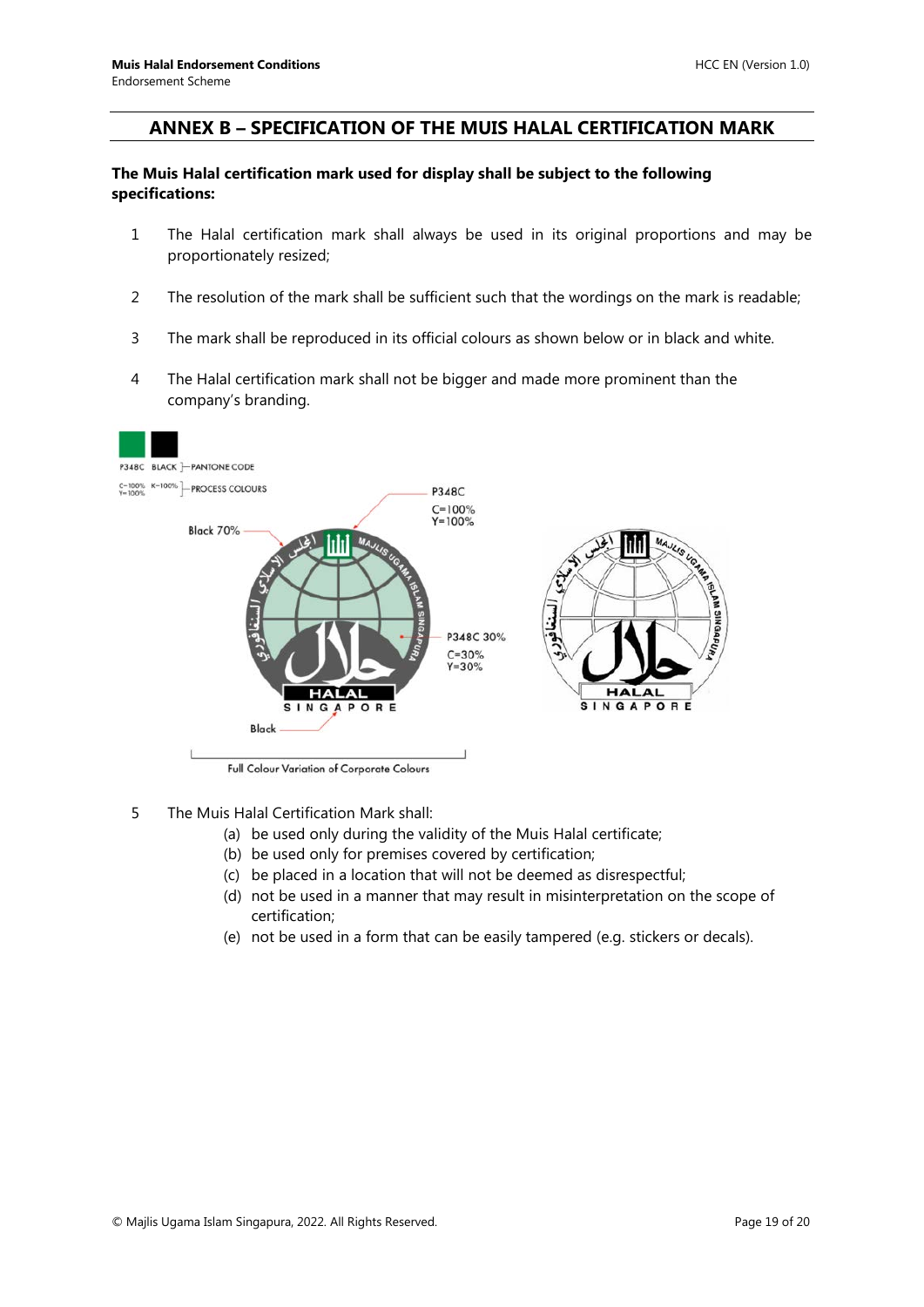## ANNEX B – SPECIFICATION OF THE MUIS HALAL CERTIFICATION MARK

**The Muis Halal certification mark used for display shall be subject to the following specifications:**

1. The Halal certification mark shall always be used in its original proportions and may be proportionately resized;

2. The resolution of the mark shall be sufficient such that the wordings on the mark is readable;

3. The mark shall be reproduced in its official colours as shown below or in black and white.

4. The Halal certification mark shall not be bigger and made more prominent than the company's branding.

P348C BLACK – PANTONE CODE

C=100% Y=100% K=100% – PROCESS COLOURS

Black 70%

P348C C=100% Y=100%

P348C 30% C=30% Y=30%

Black

Full Colour Variation of Corporate Colours

5. The Muis Halal Certification Mark shall:
   - (a) be used only during the validity of the Muis Halal certificate;
   - (b) be used only for premises covered by certification;
   - (c) be placed in a location that will not be deemed as disrespectful;
   - (d) not be used in a manner that may result in misinterpretation on the scope of certification;
   - (e) not be used in a form that can be easily tampered (e.g. stickers or decals).